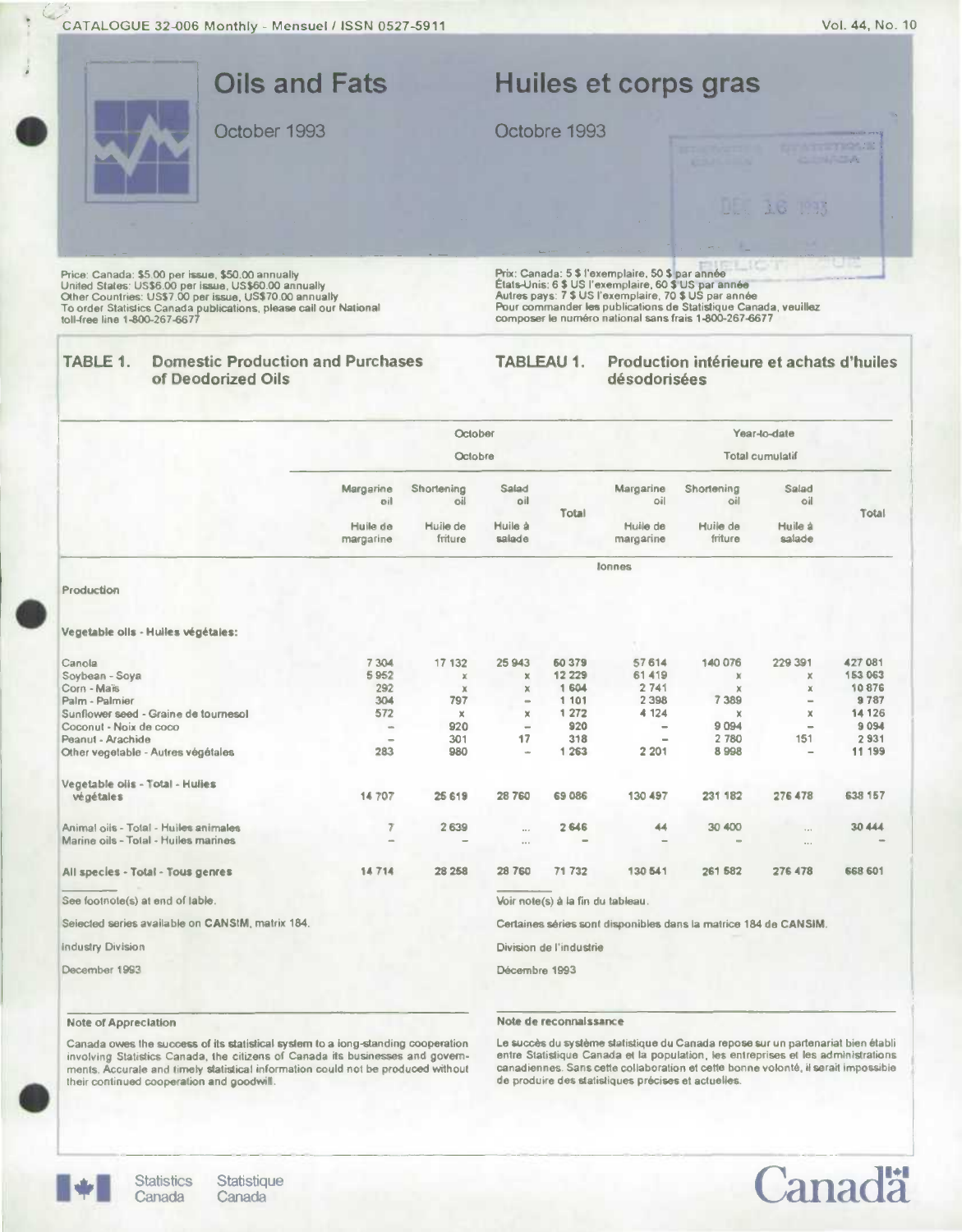CATALOGUE 32-006 Monthly - Mensuel / ISSN 0527-5911

Vol. 44, No. 10

# Oils and Fats

October 1993

# Huiles et corps gras

Octobre 1993

Price: Canada: $5.00 per issue, $50.00 annually
United States: US$6.00 per issue, US$60.00 annually
Other Countries: US$7.00 per issue, US$70.00 annually
To order Statistics Canada publications, please call our National toll-free line 1-800-267-6677

Prix: Canada: 5 $ l'exemplaire, 50 $ par année
États-Unis: 6 $ US l'exemplaire, 60 $ US par année
Autres pays: 7 $ US l'exemplaire, 70 $ US par année
Pour commander les publications de Statistique Canada, veuillez composer le numéro national sans frais 1-800-267-6677

## TABLE 1. Domestic Production and Purchases of Deodorized Oils

## TABLEAU 1. Production intérieure et achats d'huiles désodorisées

| | October / Octobre | | | | Year-to-date / Total cumulatif | | | |
|---|---|---|---|---|---|---|---|---|
| | Margarine oil / Huile de margarine | Shortening oil / Huile de friture | Salad oil / Huile à salade | Total | Margarine oil / Huile de margarine | Shortening oil / Huile de friture | Salad oil / Huile à salade | Total |
| | tonnes | | | | | | | |
| **Production** | | | | | | | | |
| **Vegetable oils - Huiles végétales:** | | | | | | | | |
| Canola | 7 304 | 17 132 | 25 943 | 50 379 | 57 614 | 140 076 | 229 391 | 427 081 |
| Soybean - Soya | 5 952 | x | x | 12 229 | 61 419 | x | x | 153 063 |
| Corn - Maïs | 292 | x | x | 1 604 | 2 741 | x | x | 10 876 |
| Palm - Palmier | 304 | 797 | – | 1 101 | 2 398 | 7 389 | – | 9 787 |
| Sunflower seed - Graine de tournesol | 572 | x | x | 1 272 | 4 124 | x | x | 14 126 |
| Coconut - Noix de coco | – | 920 | – | 920 | – | 9 094 | – | 9 094 |
| Peanut - Arachide | – | 301 | 17 | 318 | – | 2 780 | 151 | 2 931 |
| Other vegetable - Autres végétales | 283 | 980 | – | 1 263 | 2 201 | 8 998 | – | 11 199 |
| **Vegetable oils - Total - Huiles végétales** | 14 707 | 25 619 | 28 760 | 69 086 | 130 497 | 231 182 | 276 478 | 638 157 |
| Animal oils - Total - Huiles animales | 7 | 2 639 | ... | 2 646 | 44 | 30 400 | ... | 30 444 |
| Marine oils - Total - Huiles marines | – | – | ... | – | – | – | ... | – |
| **All species - Total - Tous genres** | 14 714 | 28 258 | 28 760 | 71 732 | 130 541 | 261 582 | 276 478 | 668 601 |

See footnote(s) at end of table.

Voir note(s) à la fin du tableau.

Selected series available on CANSIM, matrix 184.

Certaines séries sont disponibles dans la matrice 184 de CANSIM.

Industry Division

Division de l'industrie

December 1993

Décembre 1993

### Note of Appreciation

Canada owes the success of its statistical system to a long-standing cooperation involving Statistics Canada, the citizens of Canada its businesses and governments. Accurate and timely statistical information could not be produced without their continued cooperation and goodwill.

### Note de reconnaissance

Le succès du système statistique du Canada repose sur un partenariat bien établi entre Statistique Canada et la population, les entreprises et les administrations canadiennes. Sans cette collaboration et cette bonne volonté, il serait impossible de produire des statistiques précises et actuelles.

Statistics Canada — Statistique Canada

Canada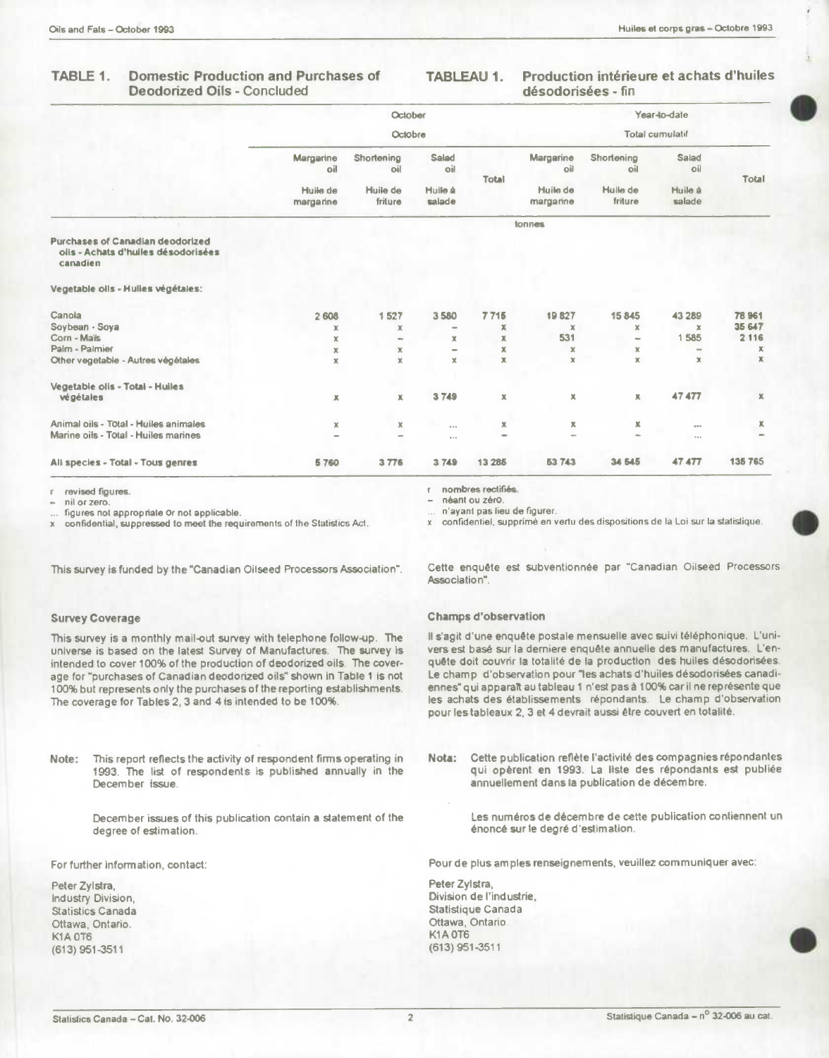## TABLE 1. Domestic Production and Purchases of Deodorized Oils - Concluded

## TABLEAU 1. Production intérieure et achats d'huiles désodorisées - fin

| | October / Octobre | | | | Year-to-date / Total cumulatif | | | |
|---|---|---|---|---|---|---|---|---|
| | Margarine oil / Huile de margarine | Shortening oil / Huile de friture | Salad oil / Huile à salade | Total | Margarine oil / Huile de margarine | Shortening oil / Huile de friture | Salad oil / Huile à salade | Total |
| | tonnes | | | | | | | |
| **Purchases of Canadian deodorized oils - Achats d'huiles désodorisées canadien** | | | | | | | | |
| **Vegetable oils - Huiles végétales:** | | | | | | | | |
| Canola | 2 608 | 1 527 | 3 580 | 7 715 | 19 827 | 15 845 | 43 289 | 78 961 |
| Soybean - Soya | x | x | – | x | x | x | x | 35 647 |
| Corn - Maïs | x | – | x | x | 531 | – | 1 585 | 2 116 |
| Palm - Palmier | x | x | – | x | x | x | – | x |
| Other vegetable - Autres végétales | x | x | x | x | x | x | x | x |
| **Vegetable oils - Total - Huiles végétales** | x | x | 3 749 | x | x | x | 47 477 | x |
| Animal oils - Total - Huiles animales | x | x | ... | x | x | x | ... | x |
| Marine oils - Total - Huiles marines | – | – | ... | – | – | – | ... | – |
| **All species - Total - Tous genres** | 5 760 | 3 776 | 3 749 | 13 285 | 53 743 | 34 545 | 47 477 | 135 765 |

r revised figures.
– nil or zero.
... figures not appropriate or not applicable.
x confidential, suppressed to meet the requirements of the Statistics Act.

r nombres rectifiés.
– néant ou zéro.
... n'ayant pas lieu de figurer.
x confidentiel, supprimé en vertu des dispositions de la Loi sur la statistique.

This survey is funded by the "Canadian Oilseed Processors Association".

### Survey Coverage

This survey is a monthly mail-out survey with telephone follow-up. The universe is based on the latest Survey of Manufactures. The survey is intended to cover 100% of the production of deodorized oils. The coverage for "purchases of Canadian deodorized oils" shown in Table 1 is not 100% but represents only the purchases of the reporting establishments. The coverage for Tables 2, 3 and 4 is intended to be 100%.

**Note:** This report reflects the activity of respondent firms operating in 1993. The list of respondents is published annually in the December issue.

December issues of this publication contain a statement of the degree of estimation.

For further information, contact:

Peter Zylstra,
Industry Division,
Statistics Canada
Ottawa, Ontario.
K1A 0T6
(613) 951-3511

Cette enquête est subventionnée par "Canadian Oilseed Processors Association".

### Champs d'observation

Il s'agit d'une enquête postale mensuelle avec suivi téléphonique. L'univers est basé sur la dernière enquête annuelle des manufactures. L'enquête doit couvrir la totalité de la production des huiles désodorisées. Le champ d'observation pour "les achats d'huiles désodorisées canadiennes" qui apparaît au tableau 1 n'est pas à 100% car il ne représente que les achats des établissements répondants. Le champ d'observation pour les tableaux 2, 3 et 4 devrait aussi être couvert en totalité.

**Nota:** Cette publication reflète l'activité des compagnies répondantes qui opèrent en 1993. La liste des répondants est publiée annuellement dans la publication de décembre.

Les numéros de décembre de cette publication contiennent un énoncé sur le degré d'estimation.

Pour de plus amples renseignements, veuillez communiquer avec:

Peter Zylstra,
Division de l'industrie,
Statistique Canada
Ottawa, Ontario.
K1A 0T6
(613) 951-3511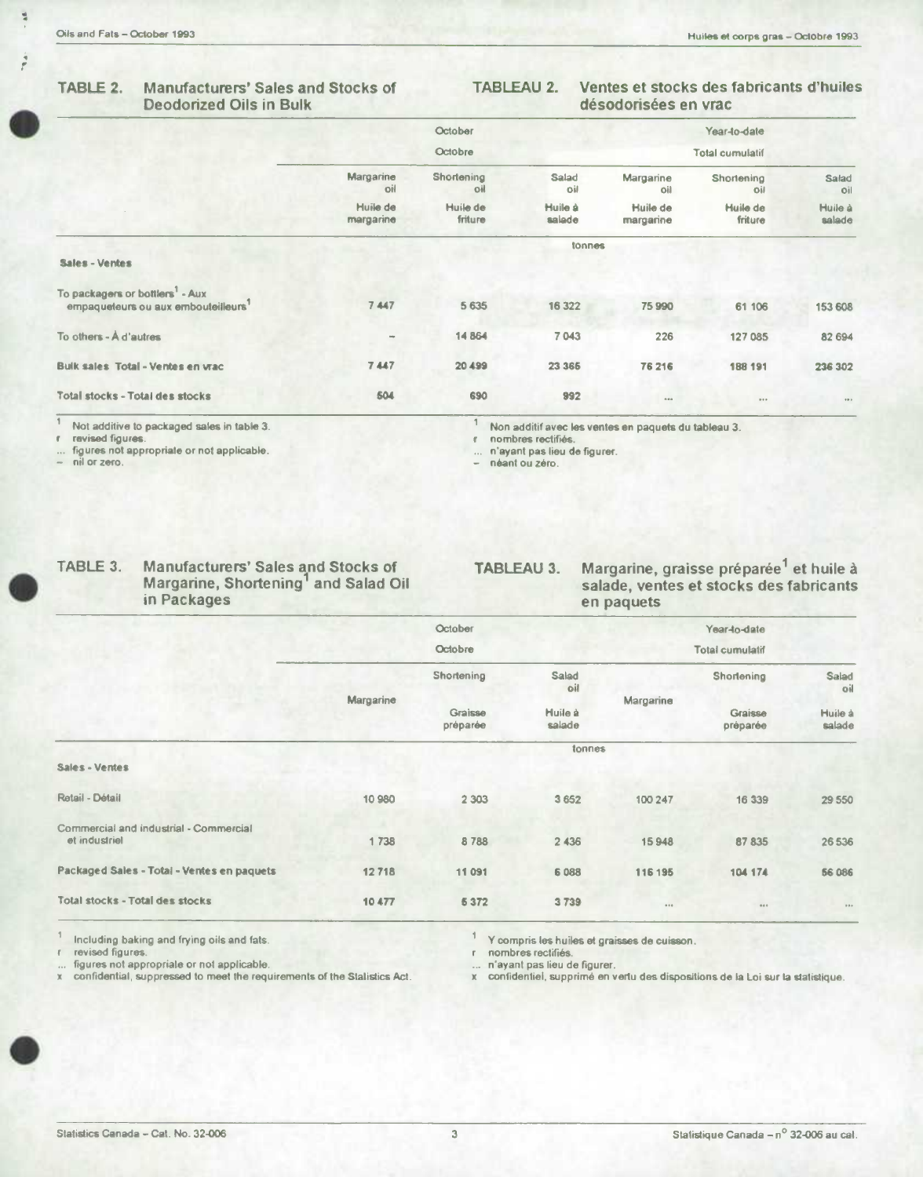## TABLE 2. Manufacturers' Sales and Stocks of Deodorized Oils in Bulk

## TABLEAU 2. Ventes et stocks des fabricants d'huiles désodorisées en vrac

| | October<br>Octobre | | | Year-to-date<br>Total cumulatif | | |
|---|---|---|---|---|---|---|
| | Margarine oil<br>Huile de margarine | Shortening oil<br>Huile de friture | Salad oil<br>Huile à salade | Margarine oil<br>Huile de margarine | Shortening oil<br>Huile de friture | Salad oil<br>Huile à salade |
| | tonnes | | | | | |
| **Sales - Ventes** | | | | | | |
| To packagers or bottlers[1] - Aux empaqueteurs ou aux embouteilleurs[1] | 7 447 | 5 635 | 16 322 | 75 990 | 61 106 | 153 608 |
| To others - À d'autres | – | 14 864 | 7 043 | 226 | 127 085 | 82 694 |
| **Bulk sales Total - Ventes en vrac** | 7 447 | 20 499 | 23 365 | 76 216 | 188 191 | 236 302 |
| **Total stocks - Total des stocks** | 504 | 690 | 992 | ... | ... | ... |

[1] Not additive to packaged sales in table 3.
r revised figures.
... figures not appropriate or not applicable.
– nil or zero.

[1] Non additif avec les ventes en paquets du tableau 3.
r nombres rectifiés.
... n'ayant pas lieu de figurer.
– néant ou zéro.

## TABLE 3. Manufacturers' Sales and Stocks of Margarine, Shortening[1] and Salad Oil in Packages

## TABLEAU 3. Margarine, graisse préparée[1] et huile à salade, ventes et stocks des fabricants en paquets

| | October<br>Octobre | | | Year-to-date<br>Total cumulatif | | |
|---|---|---|---|---|---|---|
| | Margarine | Shortening<br>Graisse préparée | Salad oil<br>Huile à salade | Margarine | Shortening<br>Graisse préparée | Salad oil<br>Huile à salade |
| | tonnes | | | | | |
| **Sales - Ventes** | | | | | | |
| Retail - Détail | 10 980 | 2 303 | 3 652 | 100 247 | 16 339 | 29 550 |
| Commercial and industrial - Commercial et industriel | 1 738 | 8 788 | 2 436 | 15 948 | 87 835 | 26 536 |
| **Packaged Sales - Total - Ventes en paquets** | 12 718 | 11 091 | 6 088 | 116 195 | 104 174 | 56 086 |
| **Total stocks - Total des stocks** | 10 477 | 5 372 | 3 739 | ... | ... | ... |

[1] Including baking and frying oils and fats.
r revised figures.
... figures not appropriate or not applicable.
x confidential, suppressed to meet the requirements of the Statistics Act.

[1] Y compris les huiles et graisses de cuisson.
r nombres rectifiés.
... n'ayant pas lieu de figurer.
x confidentiel, supprimé en vertu des dispositions de la Loi sur la statistique.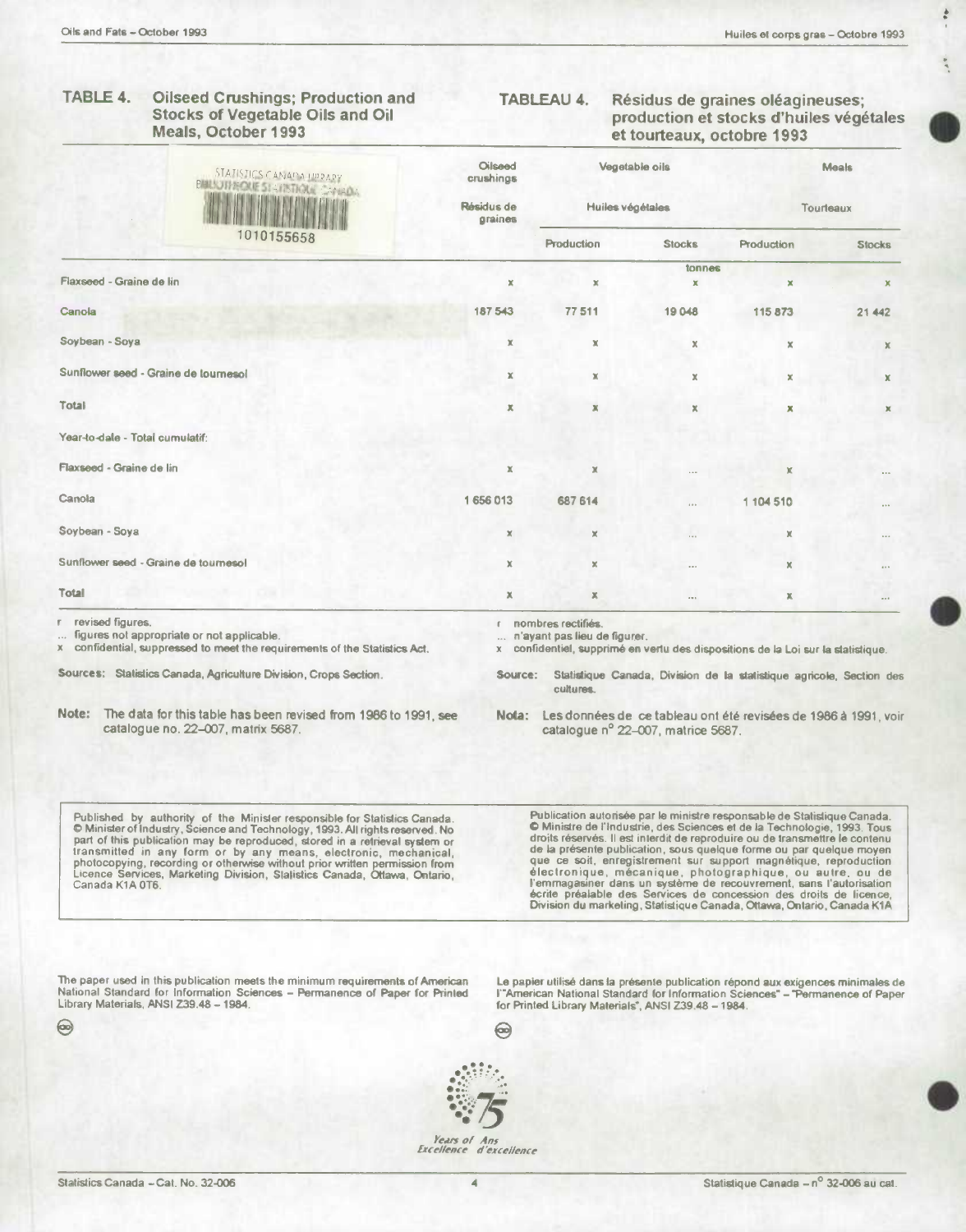## TABLE 4. Oilseed Crushings; Production and Stocks of Vegetable Oils and Oil Meals, October 1993

## TABLEAU 4. Résidus de graines oléagineuses; production et stocks d'huiles végétales et tourteaux, octobre 1993

STATISTICS CANADA LIBRARY
BIBLIOTHÈQUE STATISTIQUE CANADA
1010155658

| | Oilseed crushings | Vegetable oils | | Meals | |
|---|---|---|---|---|---|
| | Résidus de graines | Huiles végétales | | Tourteaux | |
| | | Production | Stocks | Production | Stocks |
| | | | tonnes | | |
| Flaxseed - Graine de lin | x | x | x | x | x |
| Canola | 187 543 | 77 511 | 19 048 | 115 873 | 21 442 |
| Soybean - Soya | x | x | x | x | x |
| Sunflower seed - Graine de tournesol | x | x | x | x | x |
| Total | x | x | x | x | x |
| Year-to-date - Total cumulatif: | | | | | |
| Flaxseed - Graine de lin | x | x | ... | x | ... |
| Canola | 1 656 013 | 687 614 | ... | 1 104 510 | ... |
| Soybean - Soya | x | x | ... | x | ... |
| Sunflower seed - Graine de tournesol | x | x | ... | x | ... |
| Total | x | x | ... | x | ... |

r revised figures.
... figures not appropriate or not applicable.
x confidential, suppressed to meet the requirements of the Statistics Act.

r nombres rectifiés.
... n'ayant pas lieu de figurer.
x confidentiel, supprimé en vertu des dispositions de la Loi sur la statistique.

**Sources:** Statistics Canada, Agriculture Division, Crops Section.

**Source:** Statistique Canada, Division de la statistique agricole, Section des cultures.

**Note:** The data for this table has been revised from 1986 to 1991, see catalogue no. 22-007, matrix 5687.

**Nota:** Les données de ce tableau ont été revisées de 1986 à 1991, voir catalogue n° 22-007, matrice 5687.

Published by authority of the Minister responsible for Statistics Canada. © Minister of Industry, Science and Technology, 1993. All rights reserved. No part of this publication may be reproduced, stored in a retrieval system or transmitted in any form or by any means, electronic, mechanical, photocopying, recording or otherwise without prior written permission from Licence Services, Marketing Division, Statistics Canada, Ottawa, Ontario, Canada K1A 0T6.

Publication autorisée par le ministre responsable de Statistique Canada. © Ministre de l'Industrie, des Sciences et de la Technologie, 1993. Tous droits réservés. Il est interdit de reproduire ou de transmettre le contenu de la présente publication, sous quelque forme ou par quelque moyen que ce soit, enregistrement sur support magnétique, reproduction électronique, mécanique, photographique, ou autre, ou de l'emmagasiner dans un système de recouvrement, sans l'autorisation écrite préalable des Services de concession des droits de licence, Division du marketing, Statistique Canada, Ottawa, Ontario, Canada K1A

The paper used in this publication meets the minimum requirements of American National Standard for Information Sciences – Permanence of Paper for Printed Library Materials, ANSI Z39.48 – 1984.

Le papier utilisé dans la présente publication répond aux exigences minimales de l'"American National Standard for Information Sciences" – "Permanence of Paper for Printed Library Materials", ANSI Z39.48 – 1984.

75 Years of Excellence / Ans d'excellence